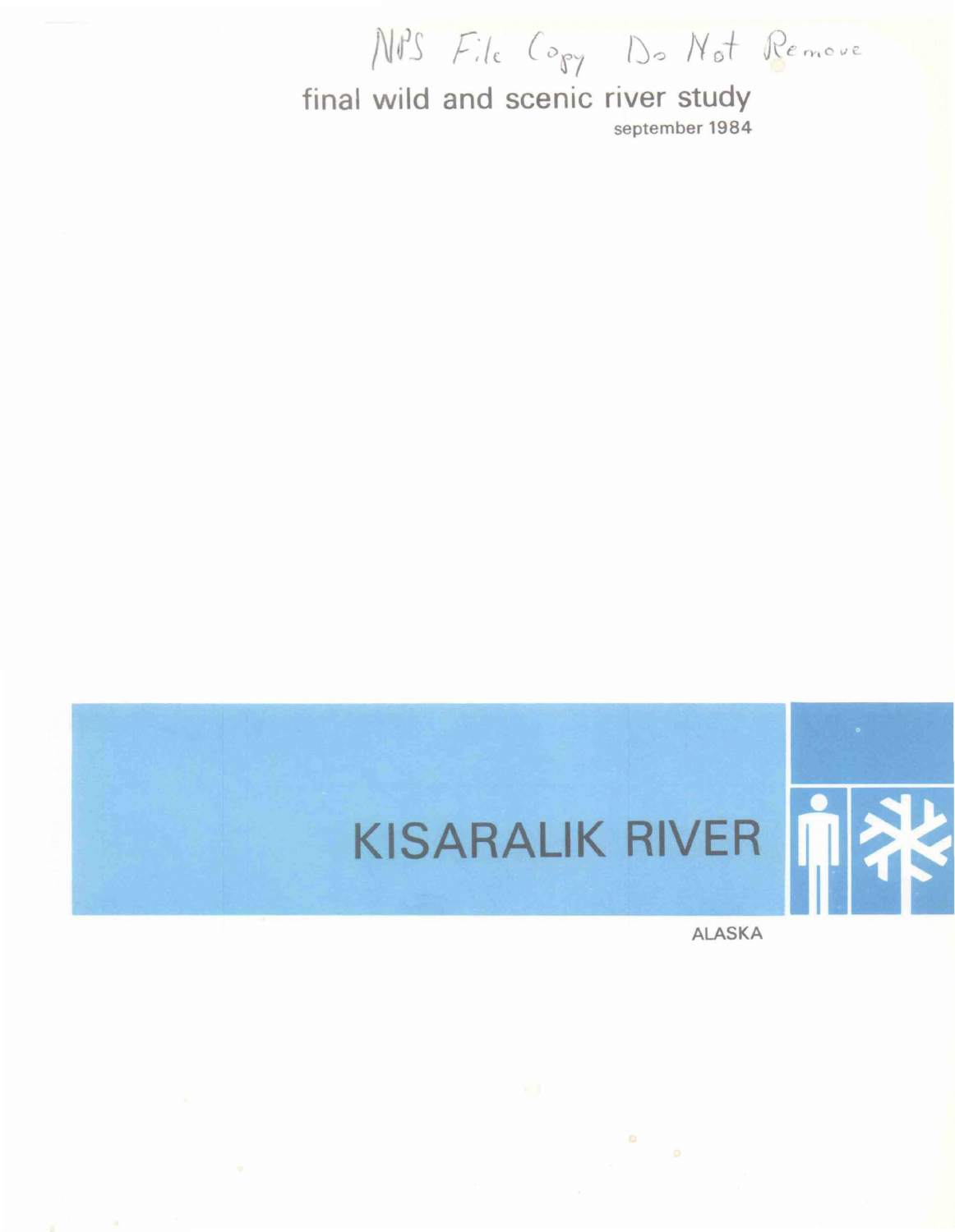NPS File Copy Do Not Remove

final wild and scenic river study

september 1984

# KISARALIK RIVER

ALASKA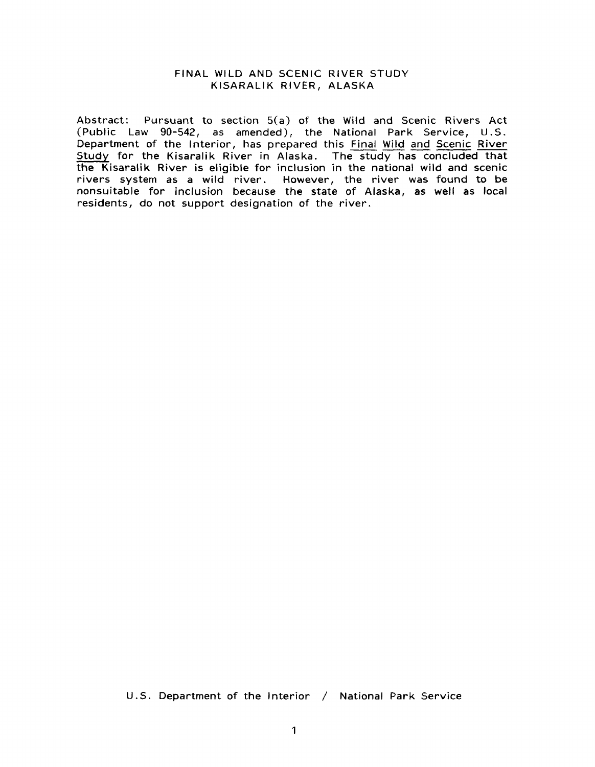# FINAL WILD AND SCENIC RIVER STUDY
## KISARALIK RIVER, ALASKA

Abstract: Pursuant to section 5(a) of the Wild and Scenic Rivers Act (Public Law 90-542, as amended), the National Park Service, U.S. Department of the Interior, has prepared this Final Wild and Scenic River Study for the Kisaralik River in Alaska. The study has concluded that the Kisaralik River is eligible for inclusion in the national wild and scenic rivers system as a wild river. However, the river was found to be nonsuitable for inclusion because the state of Alaska, as well as local residents, do not support designation of the river.

U.S. Department of the Interior / National Park Service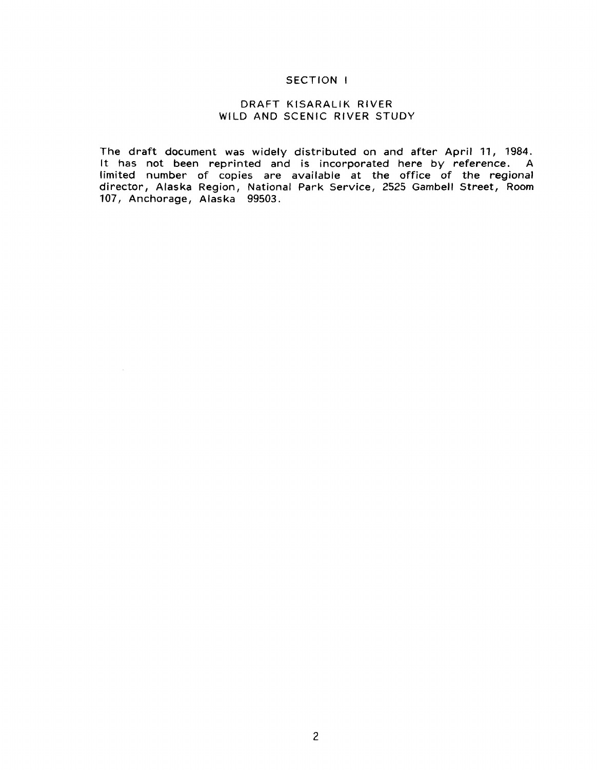# SECTION I

## DRAFT KISARALIK RIVER WILD AND SCENIC RIVER STUDY

The draft document was widely distributed on and after April 11, 1984. It has not been reprinted and is incorporated here by reference. A limited number of copies are available at the office of the regional director, Alaska Region, National Park Service, 2525 Gambell Street, Room 107, Anchorage, Alaska 99503.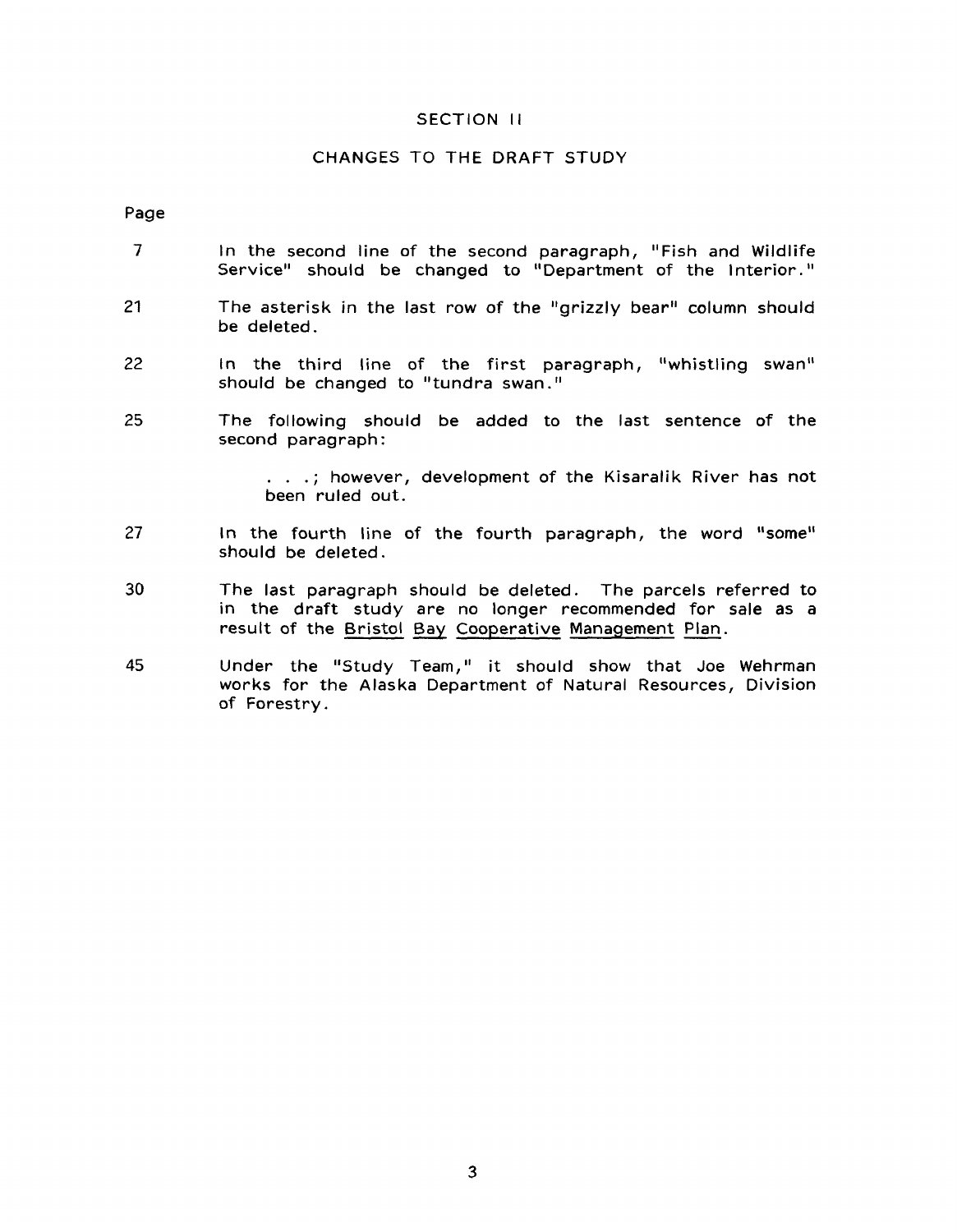# SECTION II

## CHANGES TO THE DRAFT STUDY

Page

7 — In the second line of the second paragraph, "Fish and Wildlife Service" should be changed to "Department of the Interior."

21 — The asterisk in the last row of the "grizzly bear" column should be deleted.

22 — In the third line of the first paragraph, "whistling swan" should be changed to "tundra swan."

25 — The following should be added to the last sentence of the second paragraph:

> . . .; however, development of the Kisaralik River has not been ruled out.

27 — In the fourth line of the fourth paragraph, the word "some" should be deleted.

30 — The last paragraph should be deleted. The parcels referred to in the draft study are no longer recommended for sale as a result of the Bristol Bay Cooperative Management Plan.

45 — Under the "Study Team," it should show that Joe Wehrman works for the Alaska Department of Natural Resources, Division of Forestry.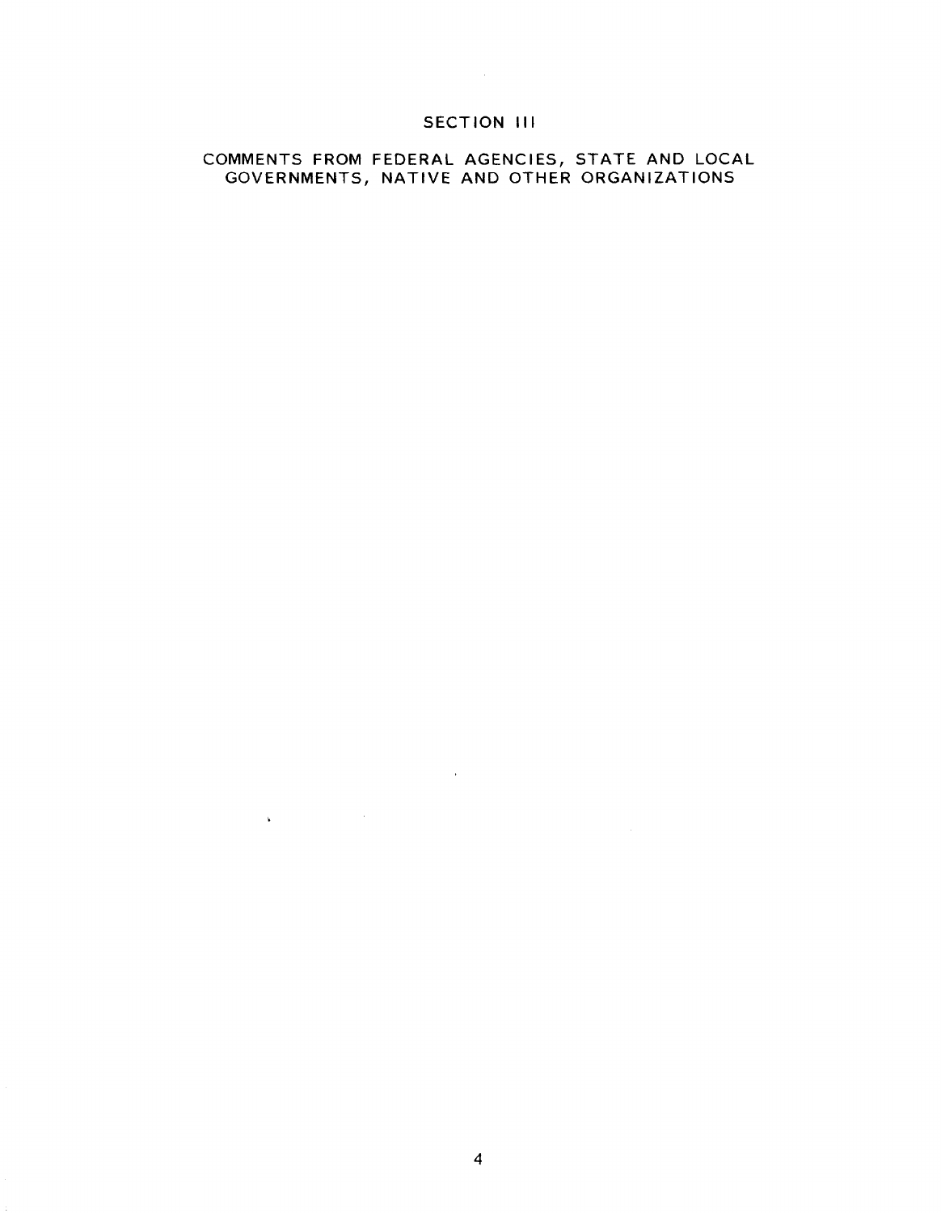# SECTION III

## COMMENTS FROM FEDERAL AGENCIES, STATE AND LOCAL GOVERNMENTS, NATIVE AND OTHER ORGANIZATIONS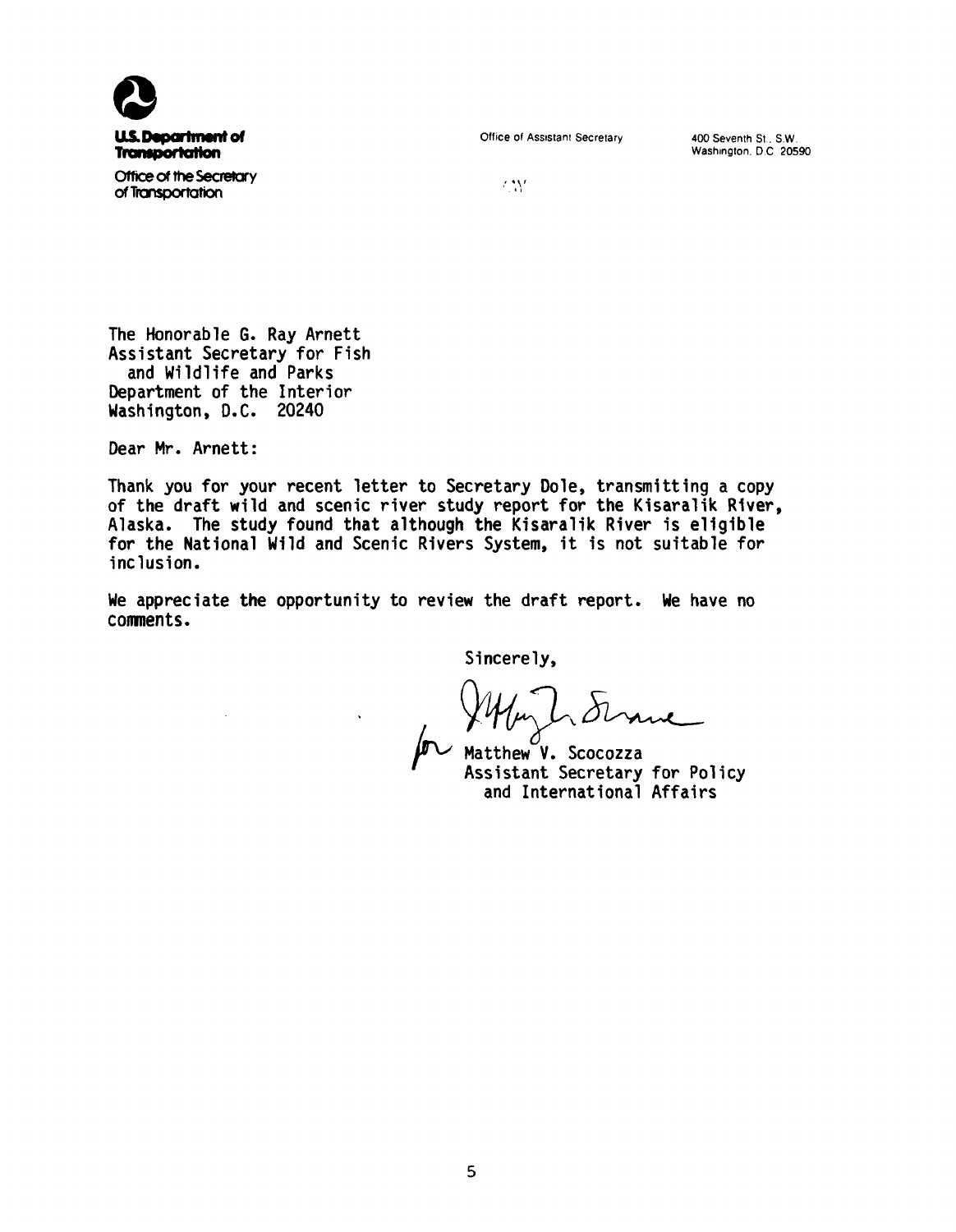**U.S. Department of Transportation**

Office of the Secretary of Transportation

Office of Assistant Secretary

400 Seventh St., S.W.
Washington, D.C. 20590

The Honorable G. Ray Arnett
Assistant Secretary for Fish
and Wildlife and Parks
Department of the Interior
Washington, D.C. 20240

Dear Mr. Arnett:

Thank you for your recent letter to Secretary Dole, transmitting a copy of the draft wild and scenic river study report for the Kisaralik River, Alaska. The study found that although the Kisaralik River is eligible for the National Wild and Scenic Rivers System, it is not suitable for inclusion.

We appreciate the opportunity to review the draft report. We have no comments.

Sincerely,

for Matthew V. Scocozza
Assistant Secretary for Policy
and International Affairs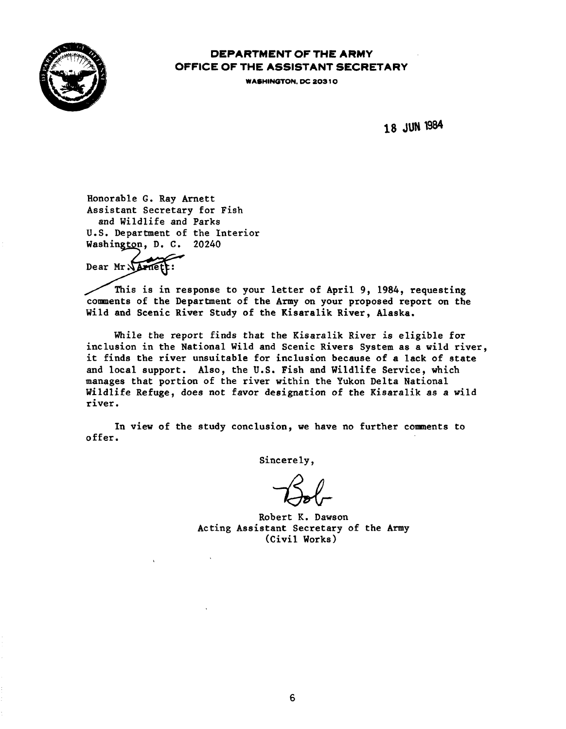**DEPARTMENT OF THE ARMY**
**OFFICE OF THE ASSISTANT SECRETARY**
WASHINGTON, DC 20310

18 JUN 1984

Honorable G. Ray Arnett
Assistant Secretary for Fish
and Wildlife and Parks
U.S. Department of the Interior
Washington, D. C. 20240

Dear Mr. Arnett:

This is in response to your letter of April 9, 1984, requesting comments of the Department of the Army on your proposed report on the Wild and Scenic River Study of the Kisaralik River, Alaska.

While the report finds that the Kisaralik River is eligible for inclusion in the National Wild and Scenic Rivers System as a wild river, it finds the river unsuitable for inclusion because of a lack of state and local support. Also, the U.S. Fish and Wildlife Service, which manages that portion of the river within the Yukon Delta National Wildlife Refuge, does not favor designation of the Kisaralik as a wild river.

In view of the study conclusion, we have no further comments to offer.

Sincerely,

Bob

Robert K. Dawson
Acting Assistant Secretary of the Army
(Civil Works)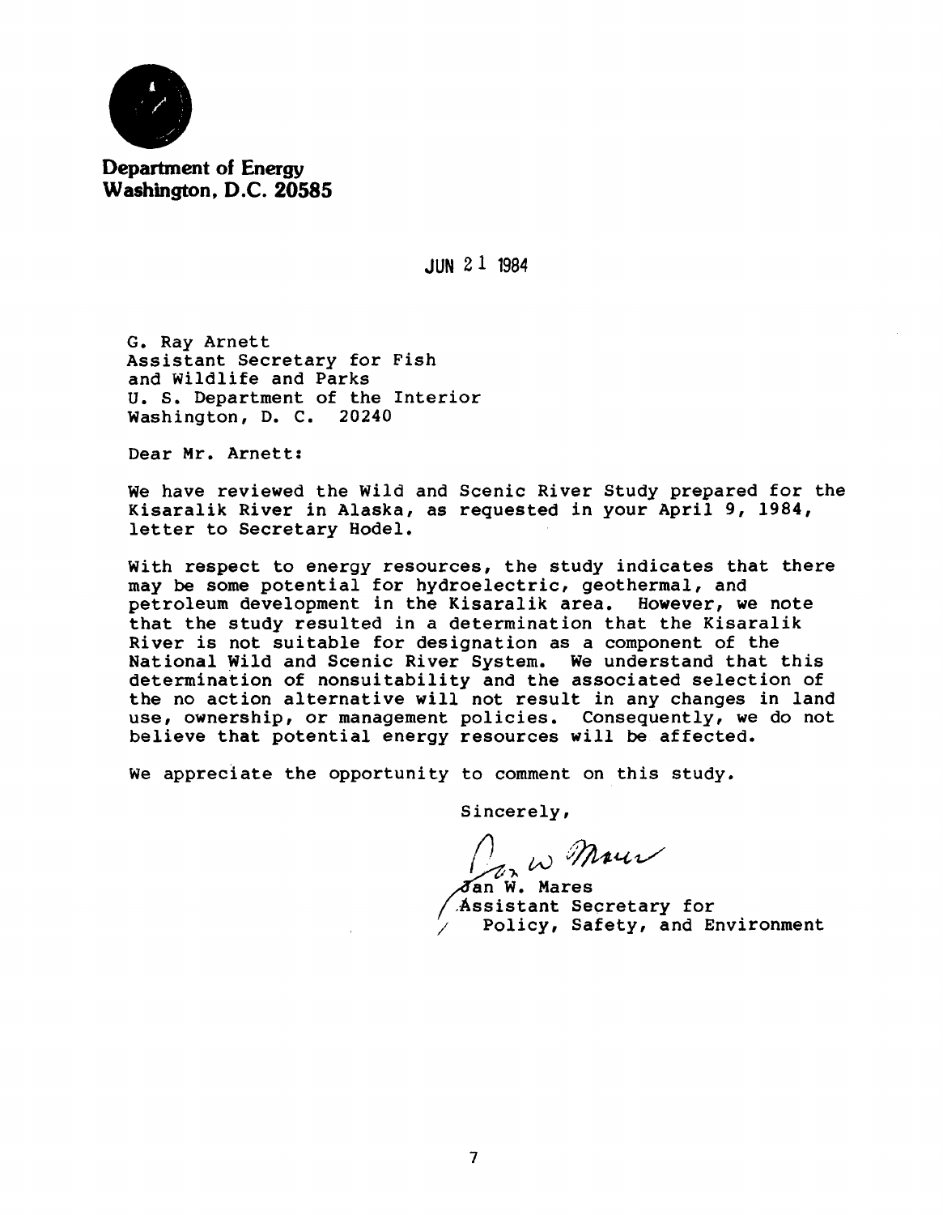**Department of Energy**
**Washington, D.C. 20585**

JUN 21 1984

G. Ray Arnett
Assistant Secretary for Fish
and Wildlife and Parks
U. S. Department of the Interior
Washington, D. C. 20240

Dear Mr. Arnett:

We have reviewed the Wild and Scenic River Study prepared for the Kisaralik River in Alaska, as requested in your April 9, 1984, letter to Secretary Hodel.

With respect to energy resources, the study indicates that there may be some potential for hydroelectric, geothermal, and petroleum development in the Kisaralik area. However, we note that the study resulted in a determination that the Kisaralik River is not suitable for designation as a component of the National Wild and Scenic River System. We understand that this determination of nonsuitability and the associated selection of the no action alternative will not result in any changes in land use, ownership, or management policies. Consequently, we do not believe that potential energy resources will be affected.

We appreciate the opportunity to comment on this study.

Sincerely,

Jan W. Mares
Assistant Secretary for
Policy, Safety, and Environment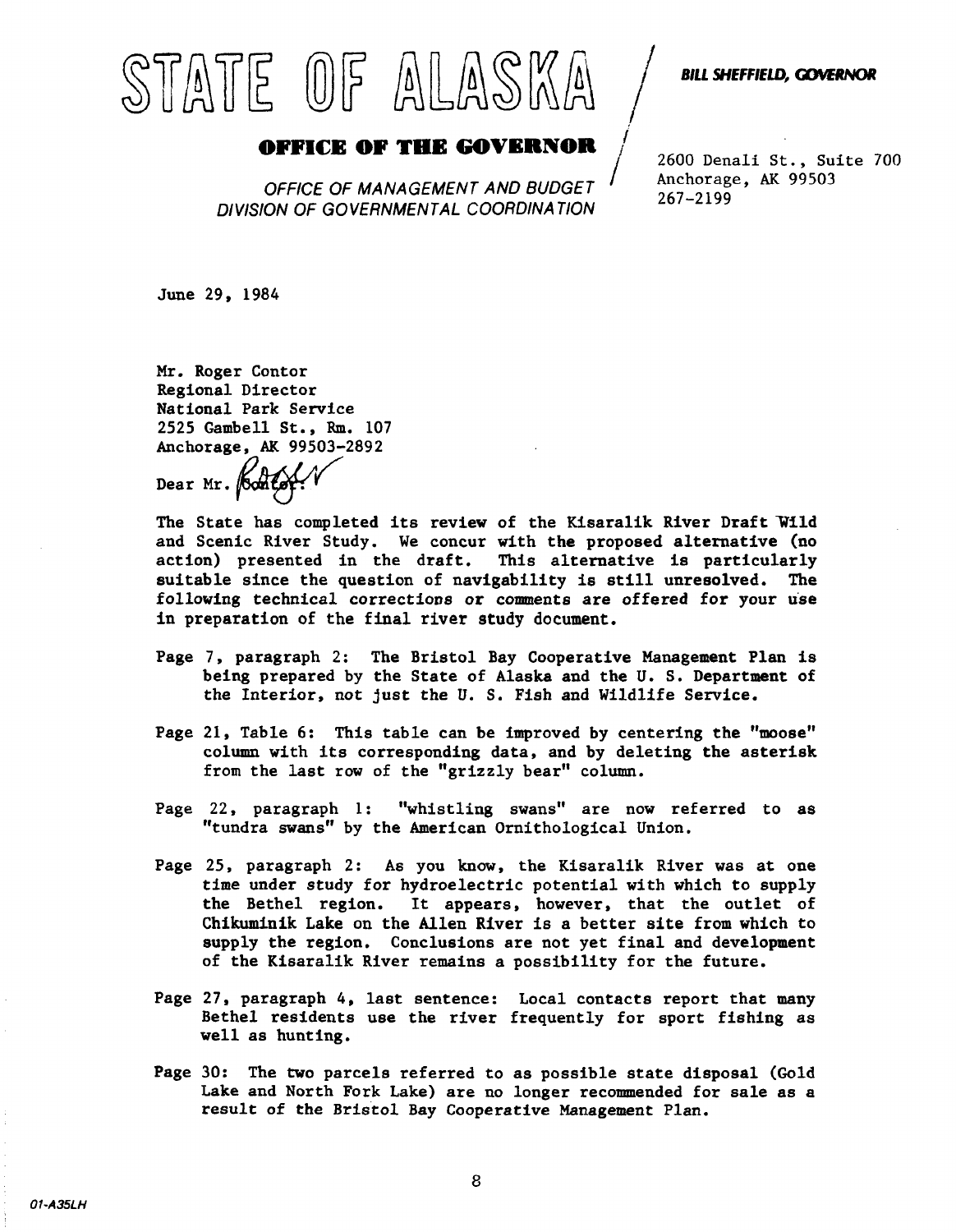# STATE OF ALASKA

## OFFICE OF THE GOVERNOR

*OFFICE OF MANAGEMENT AND BUDGET*
*DIVISION OF GOVERNMENTAL COORDINATION*

***BILL SHEFFIELD, GOVERNOR***

2600 Denali St., Suite 700
Anchorage, AK 99503
267-2199

June 29, 1984

Mr. Roger Contor
Regional Director
National Park Service
2525 Gambell St., Rm. 107
Anchorage, AK 99503-2892

Dear Mr. ~~Contor~~ Roger:

The State has completed its review of the Kisaralik River Draft Wild and Scenic River Study. We concur with the proposed alternative (no action) presented in the draft. This alternative is particularly suitable since the question of navigability is still unresolved. The following technical corrections or comments are offered for your use in preparation of the final river study document.

Page 7, paragraph 2: The Bristol Bay Cooperative Management Plan is being prepared by the State of Alaska and the U. S. Department of the Interior, not just the U. S. Fish and Wildlife Service.

Page 21, Table 6: This table can be improved by centering the "moose" column with its corresponding data, and by deleting the asterisk from the last row of the "grizzly bear" column.

Page 22, paragraph 1: "whistling swans" are now referred to as "tundra swans" by the American Ornithological Union.

Page 25, paragraph 2: As you know, the Kisaralik River was at one time under study for hydroelectric potential with which to supply the Bethel region. It appears, however, that the outlet of Chikuminik Lake on the Allen River is a better site from which to supply the region. Conclusions are not yet final and development of the Kisaralik River remains a possibility for the future.

Page 27, paragraph 4, last sentence: Local contacts report that many Bethel residents use the river frequently for sport fishing as well as hunting.

Page 30: The two parcels referred to as possible state disposal (Gold Lake and North Fork Lake) are no longer recommended for sale as a result of the Bristol Bay Cooperative Management Plan.

01-A35LH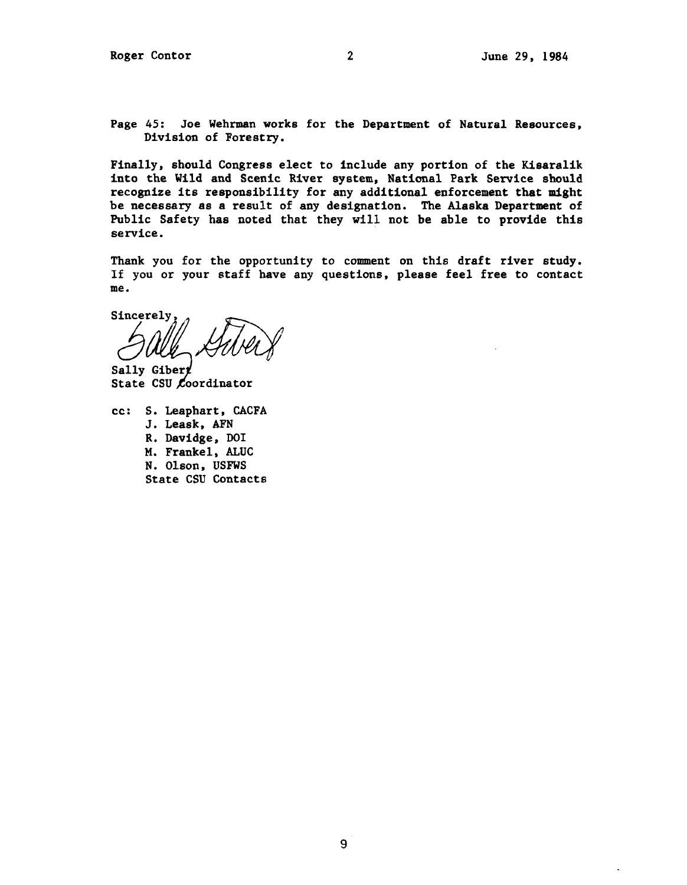Page 45: Joe Wehrman works for the Department of Natural Resources, Division of Forestry.

Finally, should Congress elect to include any portion of the Kisaralik into the Wild and Scenic River system, National Park Service should recognize its responsibility for any additional enforcement that might be necessary as a result of any designation. The Alaska Department of Public Safety has noted that they will not be able to provide this service.

Thank you for the opportunity to comment on this draft river study. If you or your staff have any questions, please feel free to contact me.

Sincerely,

Sally Gibert
State CSU Coordinator

cc: S. Leaphart, CACFA
J. Leask, AFN
R. Davidge, DOI
M. Frankel, ALUC
N. Olson, USFWS
State CSU Contacts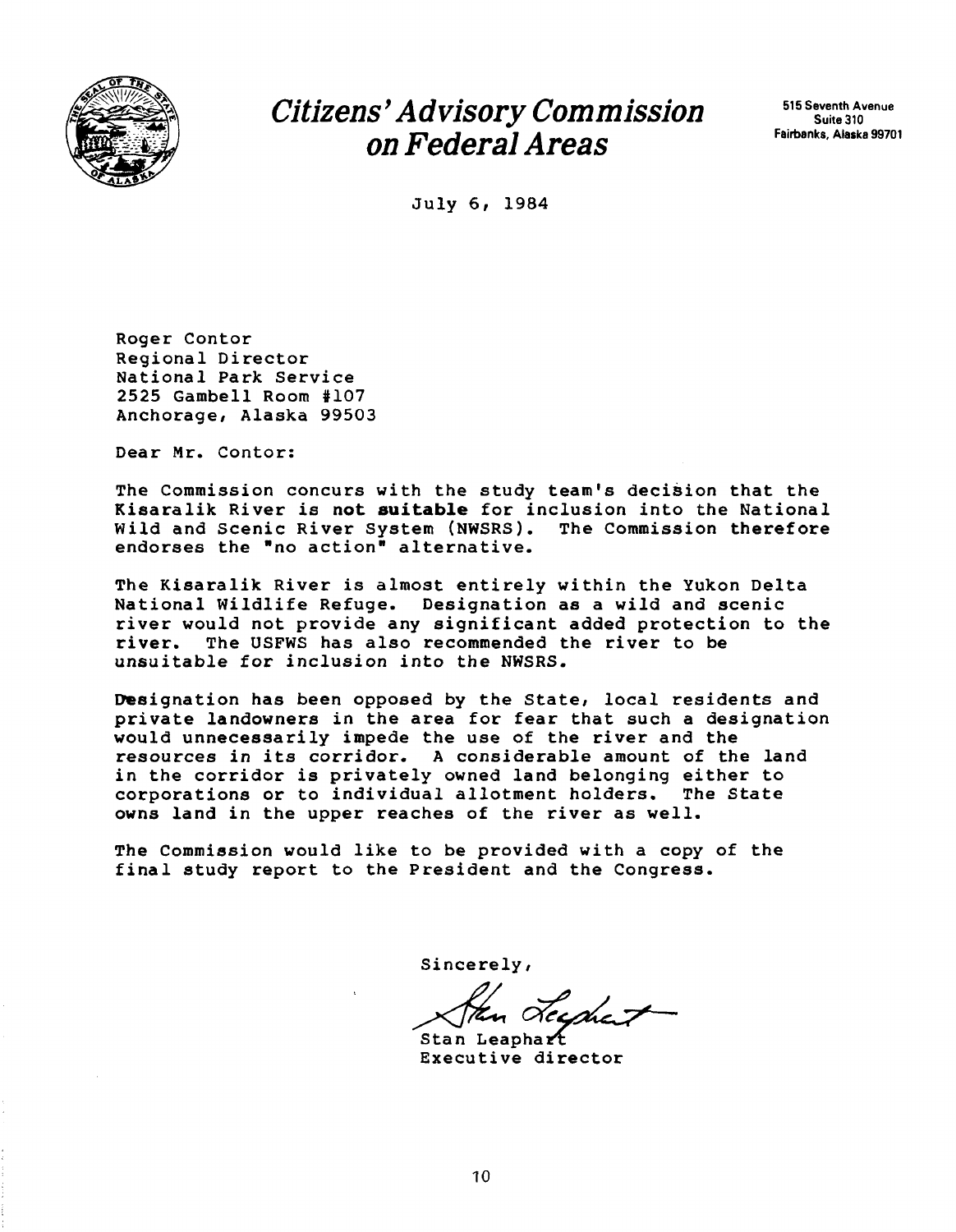# *Citizens' Advisory Commission on Federal Areas*

515 Seventh Avenue
Suite 310
Fairbanks, Alaska 99701

July 6, 1984

Roger Contor
Regional Director
National Park Service
2525 Gambell Room #107
Anchorage, Alaska 99503

Dear Mr. Contor:

The Commission concurs with the study team's decision that the Kisaralik River is **not suitable** for inclusion into the National Wild and Scenic River System (NWSRS). The Commission therefore endorses the "no action" alternative.

The Kisaralik River is almost entirely within the Yukon Delta National Wildlife Refuge. Designation as a wild and scenic river would not provide any significant added protection to the river. The USFWS has also recommended the river to be unsuitable for inclusion into the NWSRS.

Designation has been opposed by the State, local residents and private landowners in the area for fear that such a designation would unnecessarily impede the use of the river and the resources in its corridor. A considerable amount of the land in the corridor is privately owned land belonging either to corporations or to individual allotment holders. The State owns land in the upper reaches of the river as well.

The Commission would like to be provided with a copy of the final study report to the President and the Congress.

Sincerely,

Stan Leaphart
Executive director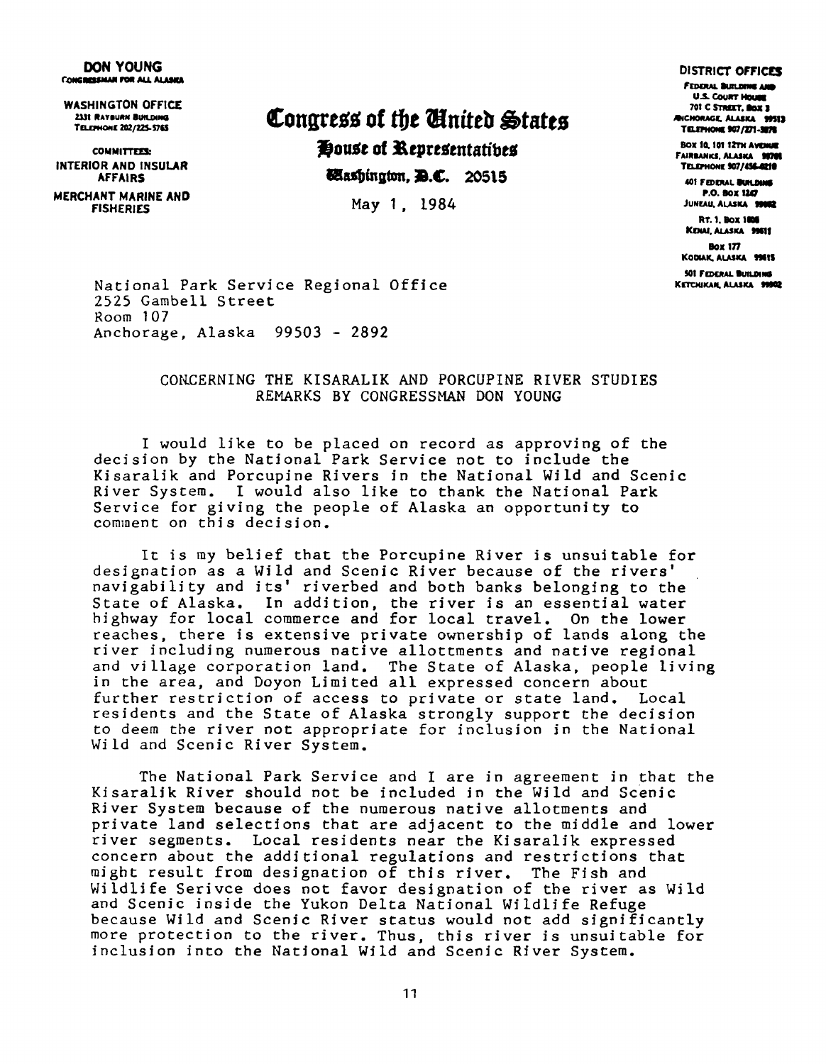**DON YOUNG**
CONGRESSMAN FOR ALL ALASKA

**WASHINGTON OFFICE**
2331 RAYBURN BUILDING
TELEPHONE 202/225-5765

COMMITTEES:
**INTERIOR AND INSULAR AFFAIRS**
**MERCHANT MARINE AND FISHERIES**

# Congress of the United States
## House of Representatives
### Washington, D.C. 20515

May 1, 1984

**DISTRICT OFFICES**

FEDERAL BUILDING AND U.S. COURT HOUSE
701 C STREET, BOX 3
ANCHORAGE, ALASKA 99513
TELEPHONE 907/271-5978

BOX 10, 101 12TH AVENUE
FAIRBANKS, ALASKA 99701
TELEPHONE 907/456-0210

401 FEDERAL BUILDING
P.O. BOX 1247
JUNEAU, ALASKA 99802

RT. 1, BOX 1806
KENAI, ALASKA 99611

BOX 177
KODIAK, ALASKA 99615

501 FEDERAL BUILDING
KETCHIKAN, ALASKA 99902

National Park Service Regional Office
2525 Gambell Street
Room 107
Anchorage, Alaska 99503 - 2892

CONCERNING THE KISARALIK AND PORCUPINE RIVER STUDIES
REMARKS BY CONGRESSMAN DON YOUNG

I would like to be placed on record as approving of the decision by the National Park Service not to include the Kisaralik and Porcupine Rivers in the National Wild and Scenic River System. I would also like to thank the National Park Service for giving the people of Alaska an opportunity to comment on this decision.

It is my belief that the Porcupine River is unsuitable for designation as a Wild and Scenic River because of the rivers' navigability and its' riverbed and both banks belonging to the State of Alaska. In addition, the river is an essential water highway for local commerce and for local travel. On the lower reaches, there is extensive private ownership of lands along the river including numerous native allottments and native regional and village corporation land. The State of Alaska, people living in the area, and Doyon Limited all expressed concern about further restriction of access to private or state land. Local residents and the State of Alaska strongly support the decision to deem the river not appropriate for inclusion in the National Wild and Scenic River System.

The National Park Service and I are in agreement in that the Kisaralik River should not be included in the Wild and Scenic River System because of the numerous native allotments and private land selections that are adjacent to the middle and lower river segments. Local residents near the Kisaralik expressed concern about the additional regulations and restrictions that might result from designation of this river. The Fish and Wildlife Serivce does not favor designation of the river as Wild and Scenic inside the Yukon Delta National Wildlife Refuge because Wild and Scenic River status would not add significantly more protection to the river. Thus, this river is unsuitable for inclusion into the National Wild and Scenic River System.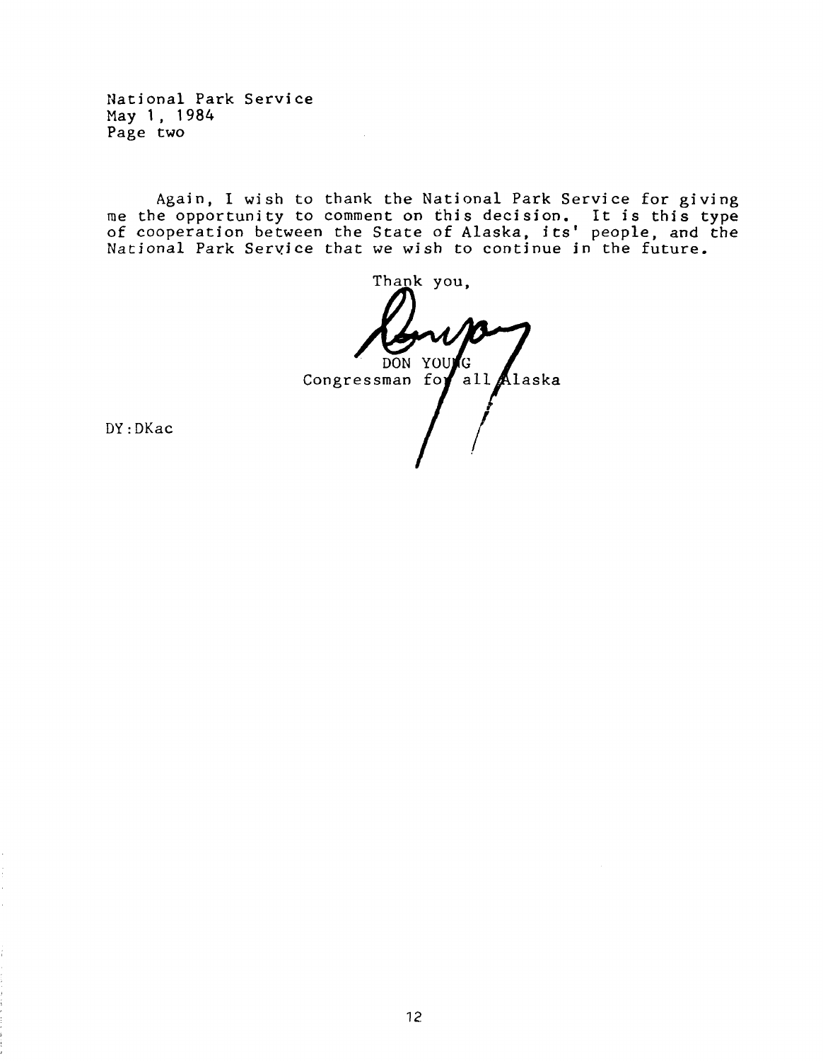National Park Service
May 1, 1984
Page two

Again, I wish to thank the National Park Service for giving me the opportunity to comment on this decision. It is this type of cooperation between the State of Alaska, its' people, and the National Park Service that we wish to continue in the future.

Thank you,

DON YOUNG
Congressman for all Alaska

DY:DKac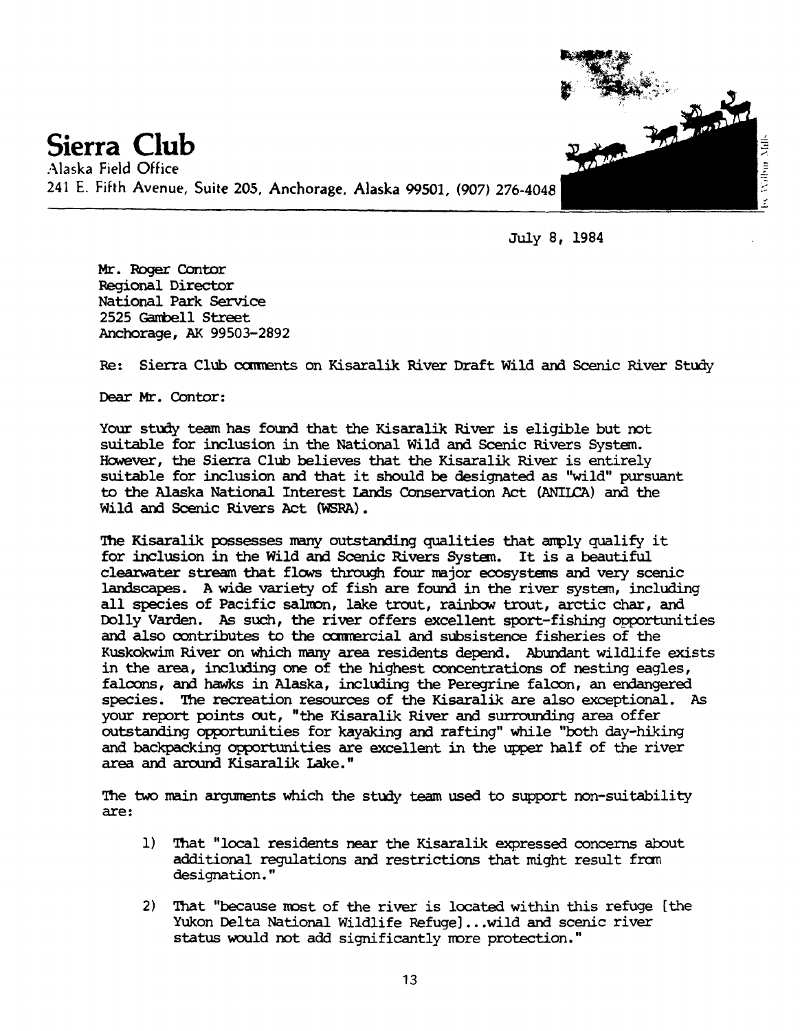# Sierra Club

Alaska Field Office
241 E. Fifth Avenue, Suite 205, Anchorage, Alaska 99501, (907) 276-4048

July 8, 1984

Mr. Roger Contor
Regional Director
National Park Service
2525 Gambell Street
Anchorage, AK 99503-2892

Re: Sierra Club comments on Kisaralik River Draft Wild and Scenic River Study

Dear Mr. Contor:

Your study team has found that the Kisaralik River is eligible but not suitable for inclusion in the National Wild and Scenic Rivers System. However, the Sierra Club believes that the Kisaralik River is entirely suitable for inclusion and that it should be designated as "wild" pursuant to the Alaska National Interest Lands Conservation Act (ANILCA) and the Wild and Scenic Rivers Act (WSRA).

The Kisaralik possesses many outstanding qualities that amply qualify it for inclusion in the Wild and Scenic Rivers System. It is a beautiful clearwater stream that flows through four major ecosystems and very scenic landscapes. A wide variety of fish are found in the river system, including all species of Pacific salmon, lake trout, rainbow trout, arctic char, and Dolly Varden. As such, the river offers excellent sport-fishing opportunities and also contributes to the commercial and subsistence fisheries of the Kuskokwim River on which many area residents depend. Abundant wildlife exists in the area, including one of the highest concentrations of nesting eagles, falcons, and hawks in Alaska, including the Peregrine falcon, an endangered species. The recreation resources of the Kisaralik are also exceptional. As your report points out, "the Kisaralik River and surrounding area offer outstanding opportunities for kayaking and rafting" while "both day-hiking and backpacking opportunities are excellent in the upper half of the river area and around Kisaralik Lake."

The two main arguments which the study team used to support non-suitability are:

1) That "local residents near the Kisaralik expressed concerns about additional regulations and restrictions that might result from designation."

2) That "because most of the river is located within this refuge [the Yukon Delta National Wildlife Refuge]...wild and scenic river status would not add significantly more protection."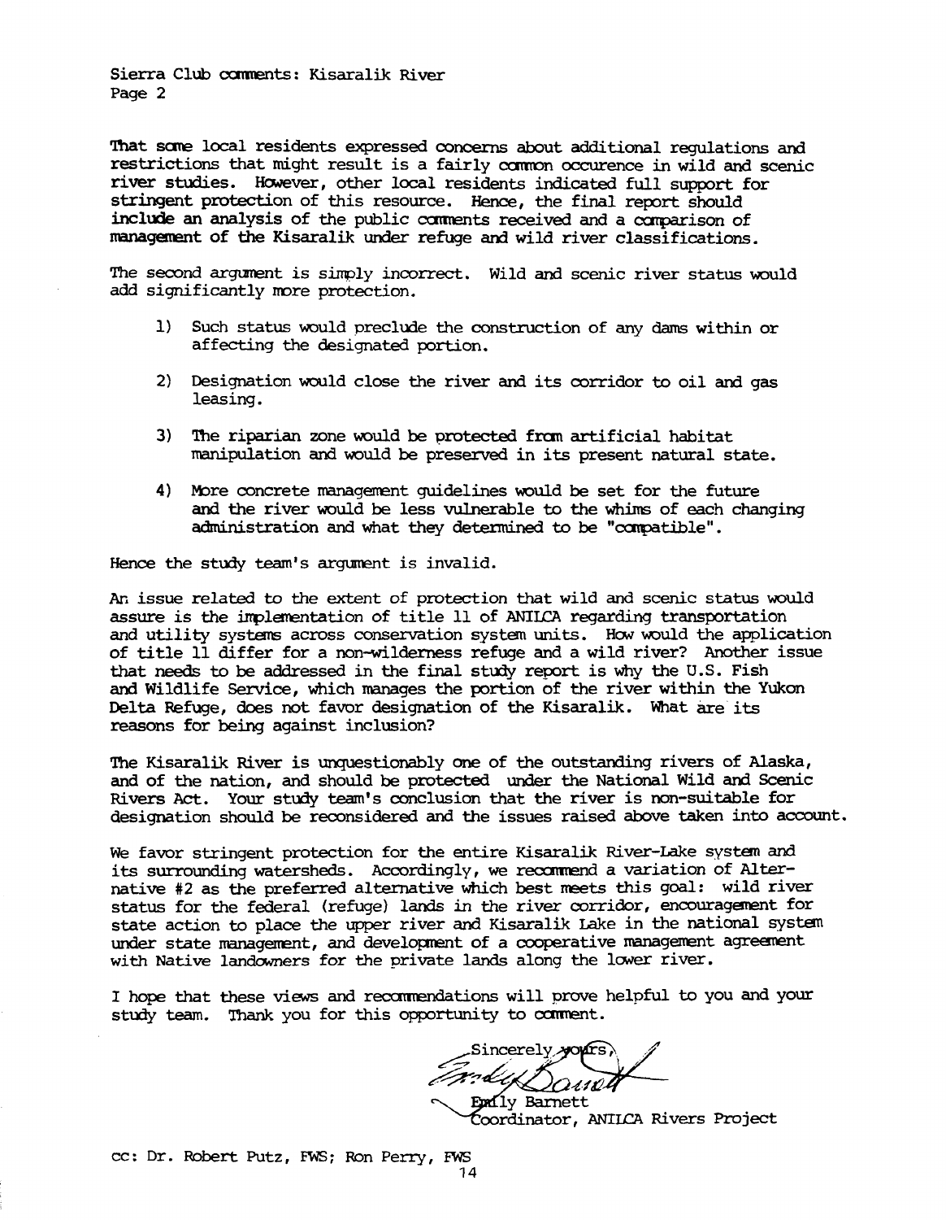That some local residents expressed concerns about additional regulations and restrictions that might result is a fairly common occurence in wild and scenic river studies. However, other local residents indicated full support for stringent protection of this resource. Hence, the final report should include an analysis of the public comments received and a comparison of management of the Kisaralik under refuge and wild river classifications.

The second argument is simply incorrect. Wild and scenic river status would add significantly more protection.

1) Such status would preclude the construction of any dams within or affecting the designated portion.

2) Designation would close the river and its corridor to oil and gas leasing.

3) The riparian zone would be protected from artificial habitat manipulation and would be preserved in its present natural state.

4) More concrete management guidelines would be set for the future and the river would be less vulnerable to the whims of each changing administration and what they determined to be "compatible".

Hence the study team's argument is invalid.

An issue related to the extent of protection that wild and scenic status would assure is the implementation of title 11 of ANILCA regarding transportation and utility systems across conservation system units. How would the application of title 11 differ for a non-wilderness refuge and a wild river? Another issue that needs to be addressed in the final study report is why the U.S. Fish and Wildlife Service, which manages the portion of the river within the Yukon Delta Refuge, does not favor designation of the Kisaralik. What are its reasons for being against inclusion?

The Kisaralik River is unquestionably one of the outstanding rivers of Alaska, and of the nation, and should be protected under the National Wild and Scenic Rivers Act. Your study team's conclusion that the river is non-suitable for designation should be reconsidered and the issues raised above taken into account.

We favor stringent protection for the entire Kisaralik River-Lake system and its surrounding watersheds. Accordingly, we recommend a variation of Alternative #2 as the preferred alternative which best meets this goal: wild river status for the federal (refuge) lands in the river corridor, encouragement for state action to place the upper river and Kisaralik Lake in the national system under state management, and development of a cooperative management agreement with Native landowners for the private lands along the lower river.

I hope that these views and recommendations will prove helpful to you and your study team. Thank you for this opportunity to comment.

Sincerely yours,

Emily Barnett
Coordinator, ANILCA Rivers Project

cc: Dr. Robert Putz, FWS; Ron Perry, FWS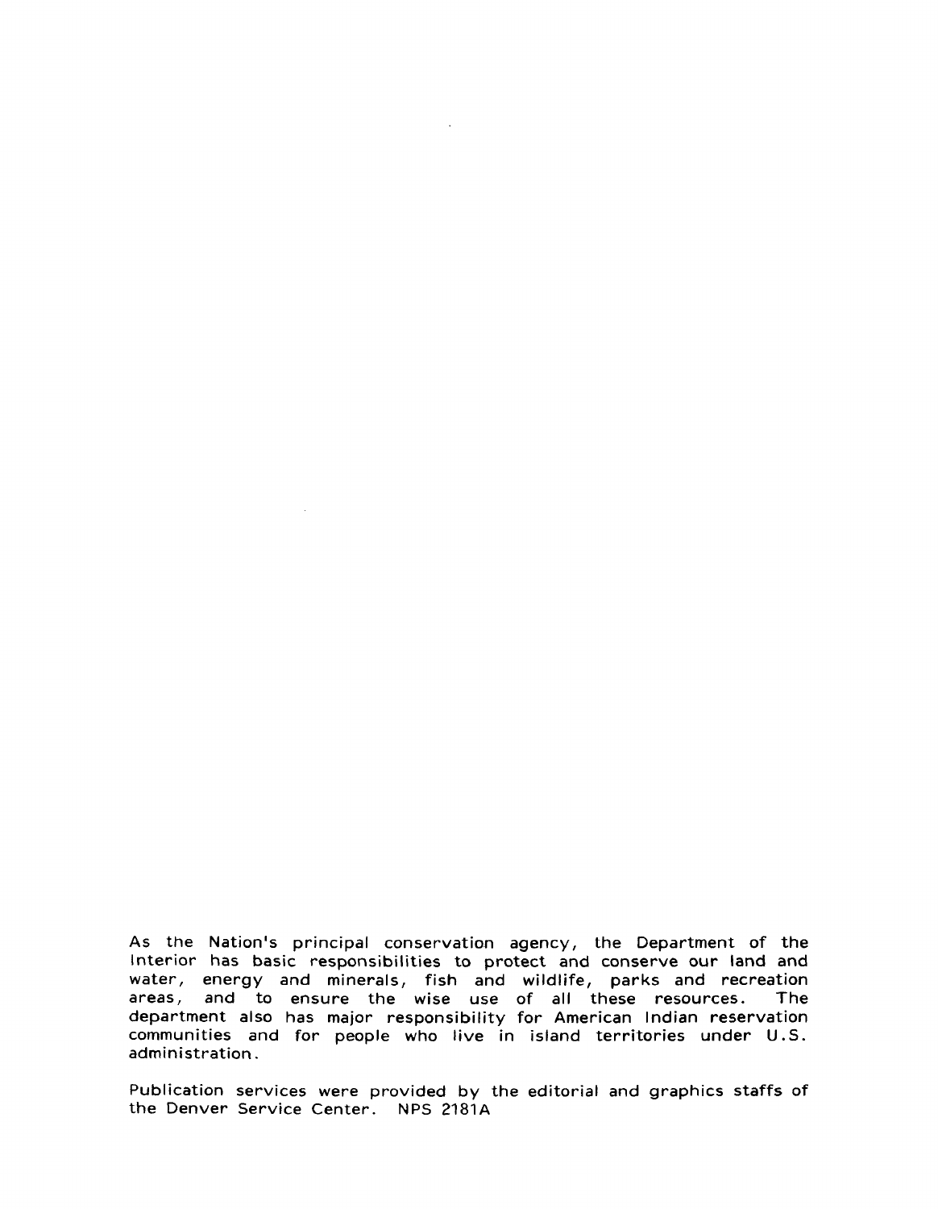As the Nation's principal conservation agency, the Department of the Interior has basic responsibilities to protect and conserve our land and water, energy and minerals, fish and wildlife, parks and recreation areas, and to ensure the wise use of all these resources. The department also has major responsibility for American Indian reservation communities and for people who live in island territories under U.S. administration.

Publication services were provided by the editorial and graphics staffs of the Denver Service Center. NPS 2181A